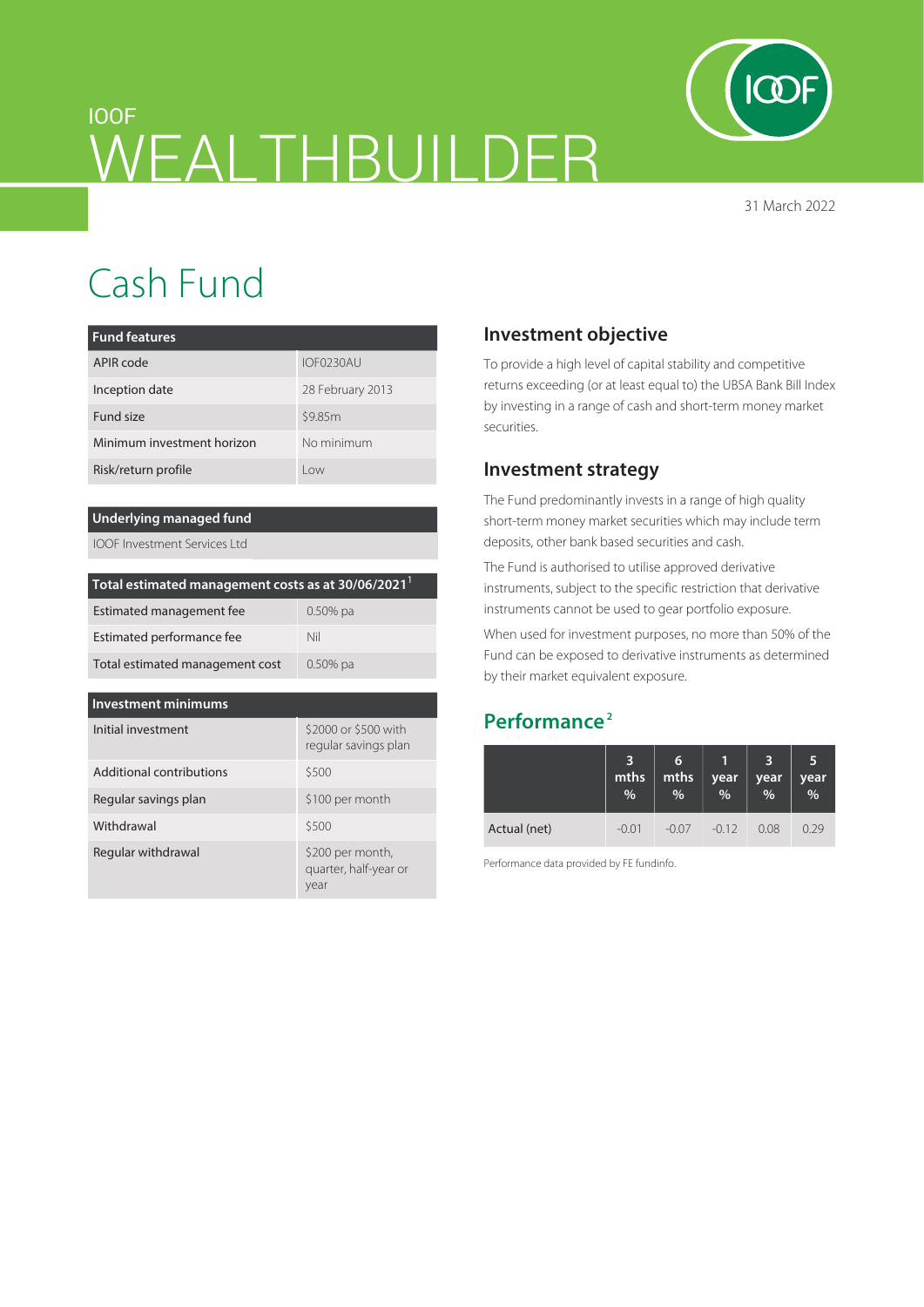IOOF

# WEALTHBUILDER

31 March 2022

# Cash Fund

| Fund features | |
|---|---|
| APIR code | IOF0230AU |
| Inception date | 28 February 2013 |
| Fund size | $9.85m |
| Minimum investment horizon | No minimum |
| Risk/return profile | Low |

| Underlying managed fund |
|---|
| IOOF Investment Services Ltd |

| Total estimated management costs as at 30/06/2021[1] | |
|---|---|
| Estimated management fee | 0.50% pa |
| Estimated performance fee | Nil |
| Total estimated management cost | 0.50% pa |

| Investment minimums | |
|---|---|
| Initial investment | $2000 or $500 with regular savings plan |
| Additional contributions | $500 |
| Regular savings plan | $100 per month |
| Withdrawal | $500 |
| Regular withdrawal | $200 per month, quarter, half-year or year |

## Investment objective

To provide a high level of capital stability and competitive returns exceeding (or at least equal to) the UBSA Bank Bill Index by investing in a range of cash and short-term money market securities.

## Investment strategy

The Fund predominantly invests in a range of high quality short-term money market securities which may include term deposits, other bank based securities and cash.

The Fund is authorised to utilise approved derivative instruments, subject to the specific restriction that derivative instruments cannot be used to gear portfolio exposure.

When used for investment purposes, no more than 50% of the Fund can be exposed to derivative instruments as determined by their market equivalent exposure.

## Performance[2]

| | 3 mths % | 6 mths % | 1 year % | 3 year % | 5 year % |
|---|---|---|---|---|---|
| Actual (net) | -0.01 | -0.07 | -0.12 | 0.08 | 0.29 |

Performance data provided by FE fundinfo.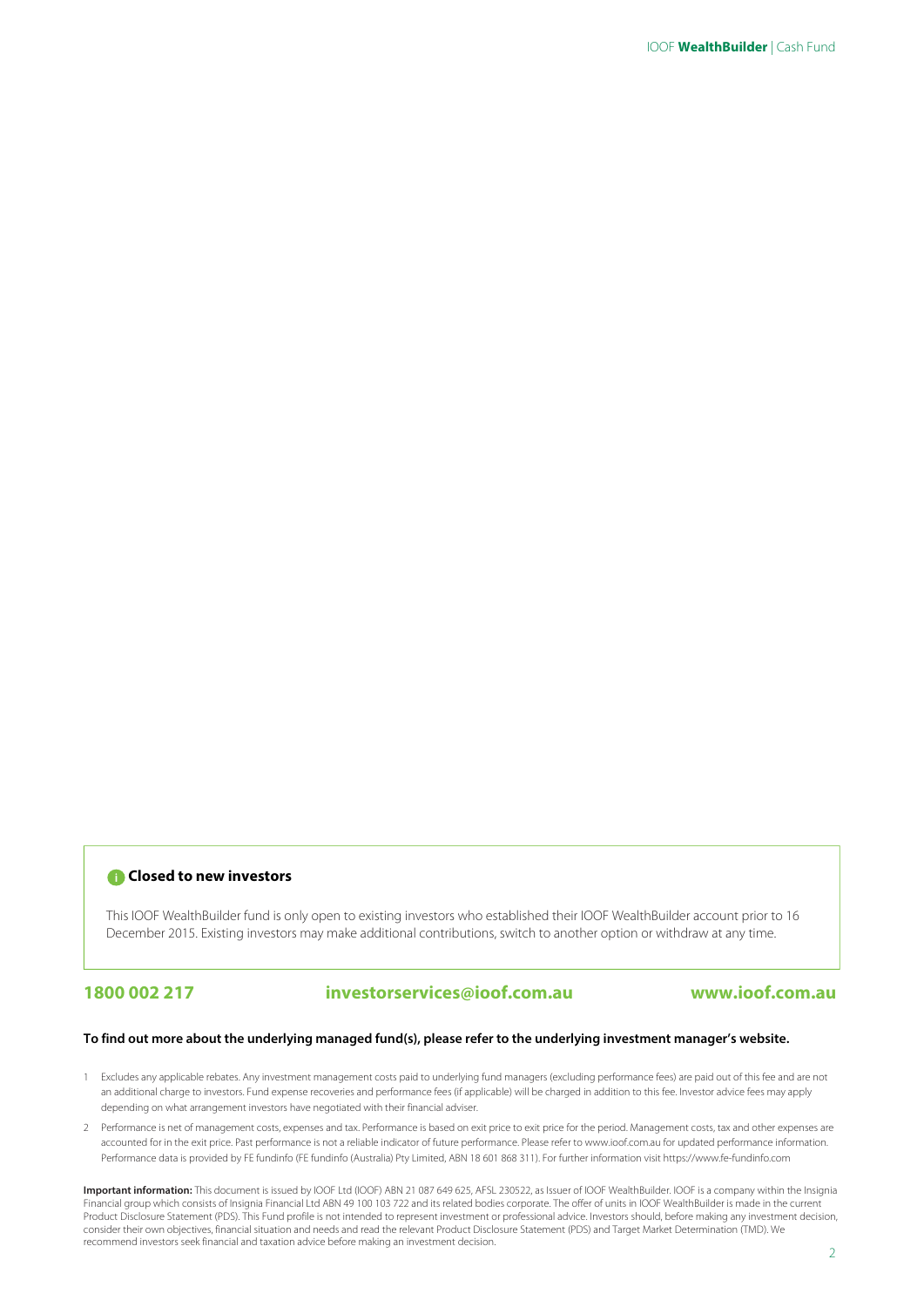### Closed to new investors

This IOOF WealthBuilder fund is only open to existing investors who established their IOOF WealthBuilder account prior to 16 December 2015. Existing investors may make additional contributions, switch to another option or withdraw at any time.

**1800 002 217** **investorservices@ioof.com.au** **www.ioof.com.au**

**To find out more about the underlying managed fund(s), please refer to the underlying investment manager's website.**

1 Excludes any applicable rebates. Any investment management costs paid to underlying fund managers (excluding performance fees) are paid out of this fee and are not an additional charge to investors. Fund expense recoveries and performance fees (if applicable) will be charged in addition to this fee. Investor advice fees may apply depending on what arrangement investors have negotiated with their financial adviser.

2 Performance is net of management costs, expenses and tax. Performance is based on exit price to exit price for the period. Management costs, tax and other expenses are accounted for in the exit price. Past performance is not a reliable indicator of future performance. Please refer to www.ioof.com.au for updated performance information. Performance data is provided by FE fundinfo (FE fundinfo (Australia) Pty Limited, ABN 18 601 868 311). For further information visit https://www.fe-fundinfo.com

**Important information:** This document is issued by IOOF Ltd (IOOF) ABN 21 087 649 625, AFSL 230522, as Issuer of IOOF WealthBuilder. IOOF is a company within the Insignia Financial group which consists of Insignia Financial Ltd ABN 49 100 103 722 and its related bodies corporate. The offer of units in IOOF WealthBuilder is made in the current Product Disclosure Statement (PDS). This Fund profile is not intended to represent investment or professional advice. Investors should, before making any investment decision, consider their own objectives, financial situation and needs and read the relevant Product Disclosure Statement (PDS) and Target Market Determination (TMD). We recommend investors seek financial and taxation advice before making an investment decision.